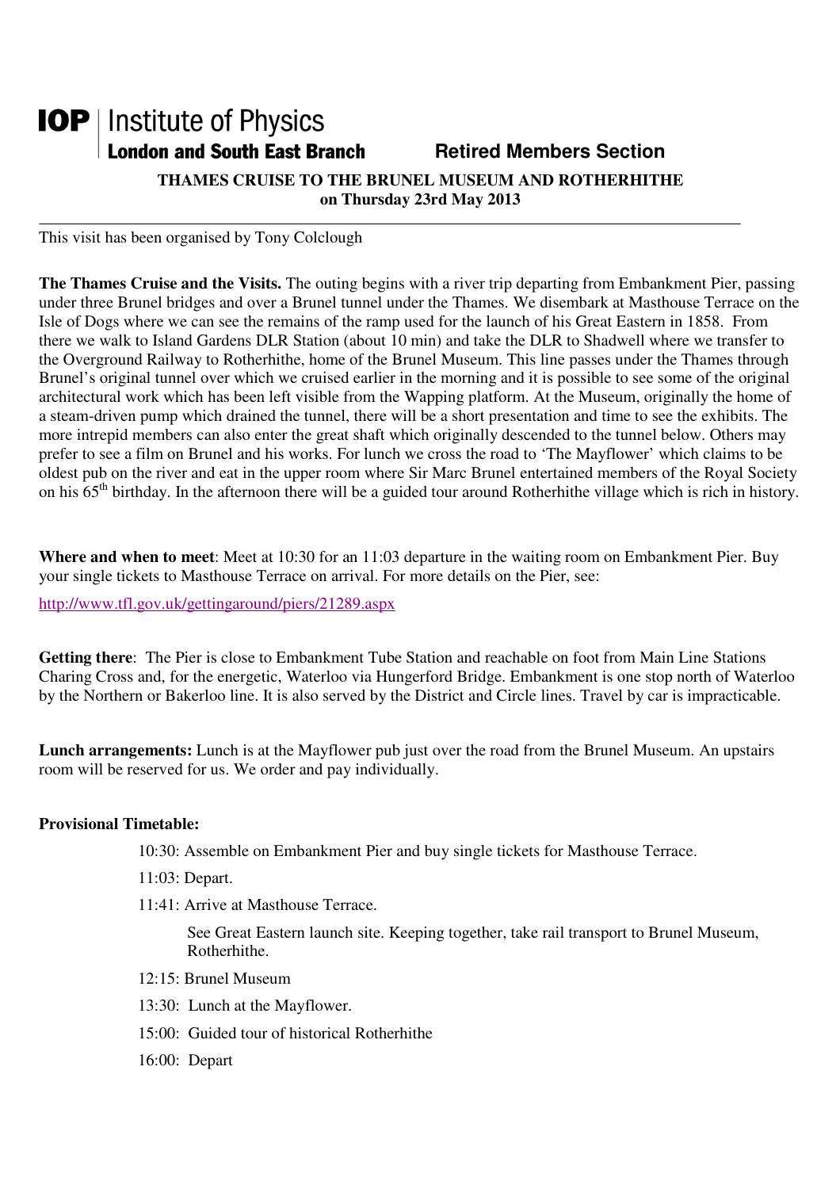**IOP** | Institute of Physics
**London and South East Branch** **Retired Members Section**

# THAMES CRUISE TO THE BRUNEL MUSEUM AND ROTHERHITHE on Thursday 23rd May 2013

This visit has been organised by Tony Colclough

**The Thames Cruise and the Visits.** The outing begins with a river trip departing from Embankment Pier, passing under three Brunel bridges and over a Brunel tunnel under the Thames. We disembark at Masthouse Terrace on the Isle of Dogs where we can see the remains of the ramp used for the launch of his Great Eastern in 1858. From there we walk to Island Gardens DLR Station (about 10 min) and take the DLR to Shadwell where we transfer to the Overground Railway to Rotherhithe, home of the Brunel Museum. This line passes under the Thames through Brunel's original tunnel over which we cruised earlier in the morning and it is possible to see some of the original architectural work which has been left visible from the Wapping platform. At the Museum, originally the home of a steam-driven pump which drained the tunnel, there will be a short presentation and time to see the exhibits. The more intrepid members can also enter the great shaft which originally descended to the tunnel below. Others may prefer to see a film on Brunel and his works. For lunch we cross the road to 'The Mayflower' which claims to be oldest pub on the river and eat in the upper room where Sir Marc Brunel entertained members of the Royal Society on his 65th birthday. In the afternoon there will be a guided tour around Rotherhithe village which is rich in history.

**Where and when to meet**: Meet at 10:30 for an 11:03 departure in the waiting room on Embankment Pier. Buy your single tickets to Masthouse Terrace on arrival. For more details on the Pier, see:

http://www.tfl.gov.uk/gettingaround/piers/21289.aspx

**Getting there**: The Pier is close to Embankment Tube Station and reachable on foot from Main Line Stations Charing Cross and, for the energetic, Waterloo via Hungerford Bridge. Embankment is one stop north of Waterloo by the Northern or Bakerloo line. It is also served by the District and Circle lines. Travel by car is impracticable.

**Lunch arrangements:** Lunch is at the Mayflower pub just over the road from the Brunel Museum. An upstairs room will be reserved for us. We order and pay individually.

**Provisional Timetable:**

- 10:30: Assemble on Embankment Pier and buy single tickets for Masthouse Terrace.
- 11:03: Depart.
- 11:41: Arrive at Masthouse Terrace.

  See Great Eastern launch site. Keeping together, take rail transport to Brunel Museum, Rotherhithe.
- 12:15: Brunel Museum
- 13:30: Lunch at the Mayflower.
- 15:00: Guided tour of historical Rotherhithe
- 16:00: Depart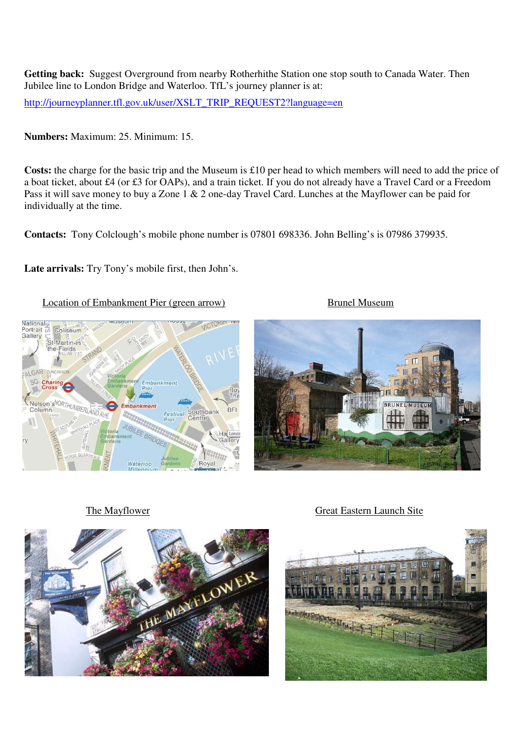**Getting back:** Suggest Overground from nearby Rotherhithe Station one stop south to Canada Water. Then Jubilee line to London Bridge and Waterloo. TfL's journey planner is at:

http://journeyplanner.tfl.gov.uk/user/XSLT_TRIP_REQUEST2?language=en

**Numbers:** Maximum: 25. Minimum: 15.

**Costs:** the charge for the basic trip and the Museum is £10 per head to which members will need to add the price of a boat ticket, about £4 (or £3 for OAPs), and a train ticket. If you do not already have a Travel Card or a Freedom Pass it will save money to buy a Zone 1 & 2 one-day Travel Card. Lunches at the Mayflower can be paid for individually at the time.

**Contacts:** Tony Colclough's mobile phone number is 07801 698336. John Belling's is 07986 379935.

**Late arrivals:** Try Tony's mobile first, then John's.

Location of Embankment Pier (green arrow)

Brunel Museum

The Mayflower

Great Eastern Launch Site